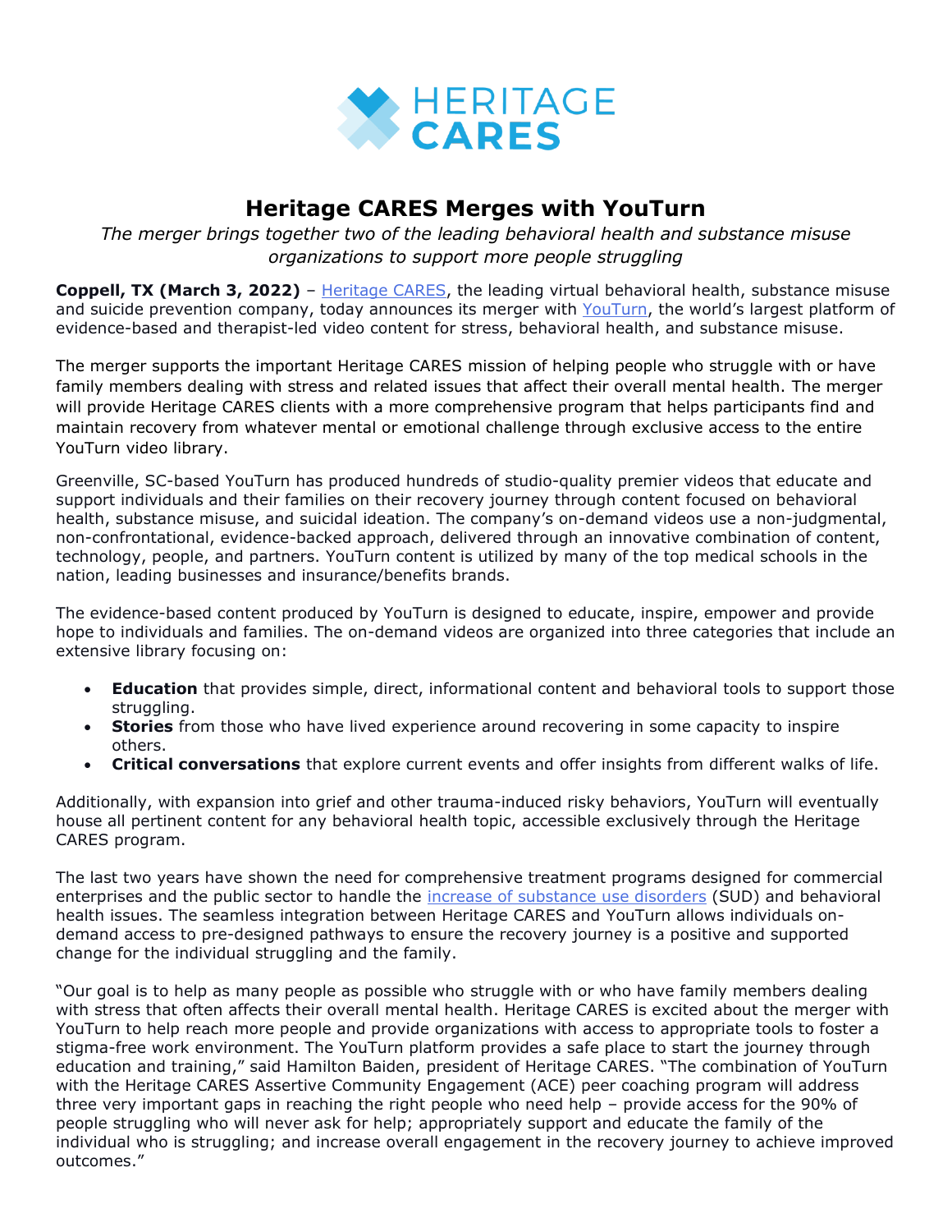HERITAGE CARES

# Heritage CARES Merges with YouTurn

*The merger brings together two of the leading behavioral health and substance misuse organizations to support more people struggling*

**Coppell, TX (March 3, 2022)** – Heritage CARES, the leading virtual behavioral health, substance misuse and suicide prevention company, today announces its merger with YouTurn, the world's largest platform of evidence-based and therapist-led video content for stress, behavioral health, and substance misuse.

The merger supports the important Heritage CARES mission of helping people who struggle with or have family members dealing with stress and related issues that affect their overall mental health. The merger will provide Heritage CARES clients with a more comprehensive program that helps participants find and maintain recovery from whatever mental or emotional challenge through exclusive access to the entire YouTurn video library.

Greenville, SC-based YouTurn has produced hundreds of studio-quality premier videos that educate and support individuals and their families on their recovery journey through content focused on behavioral health, substance misuse, and suicidal ideation. The company's on-demand videos use a non-judgmental, non-confrontational, evidence-backed approach, delivered through an innovative combination of content, technology, people, and partners. YouTurn content is utilized by many of the top medical schools in the nation, leading businesses and insurance/benefits brands.

The evidence-based content produced by YouTurn is designed to educate, inspire, empower and provide hope to individuals and families. The on-demand videos are organized into three categories that include an extensive library focusing on:

- **Education** that provides simple, direct, informational content and behavioral tools to support those struggling.
- **Stories** from those who have lived experience around recovering in some capacity to inspire others.
- **Critical conversations** that explore current events and offer insights from different walks of life.

Additionally, with expansion into grief and other trauma-induced risky behaviors, YouTurn will eventually house all pertinent content for any behavioral health topic, accessible exclusively through the Heritage CARES program.

The last two years have shown the need for comprehensive treatment programs designed for commercial enterprises and the public sector to handle the increase of substance use disorders (SUD) and behavioral health issues. The seamless integration between Heritage CARES and YouTurn allows individuals on-demand access to pre-designed pathways to ensure the recovery journey is a positive and supported change for the individual struggling and the family.

"Our goal is to help as many people as possible who struggle with or who have family members dealing with stress that often affects their overall mental health. Heritage CARES is excited about the merger with YouTurn to help reach more people and provide organizations with access to appropriate tools to foster a stigma-free work environment. The YouTurn platform provides a safe place to start the journey through education and training," said Hamilton Baiden, president of Heritage CARES. "The combination of YouTurn with the Heritage CARES Assertive Community Engagement (ACE) peer coaching program will address three very important gaps in reaching the right people who need help – provide access for the 90% of people struggling who will never ask for help; appropriately support and educate the family of the individual who is struggling; and increase overall engagement in the recovery journey to achieve improved outcomes."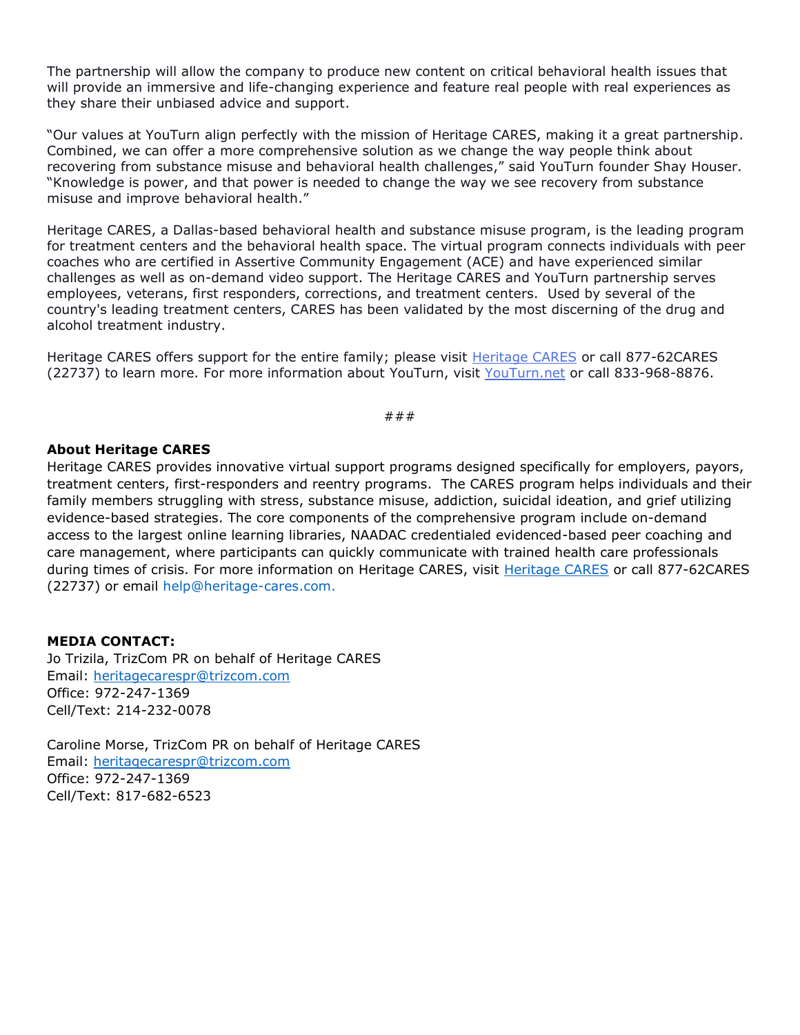The partnership will allow the company to produce new content on critical behavioral health issues that will provide an immersive and life-changing experience and feature real people with real experiences as they share their unbiased advice and support.

"Our values at YouTurn align perfectly with the mission of Heritage CARES, making it a great partnership. Combined, we can offer a more comprehensive solution as we change the way people think about recovering from substance misuse and behavioral health challenges," said YouTurn founder Shay Houser. "Knowledge is power, and that power is needed to change the way we see recovery from substance misuse and improve behavioral health."

Heritage CARES, a Dallas-based behavioral health and substance misuse program, is the leading program for treatment centers and the behavioral health space. The virtual program connects individuals with peer coaches who are certified in Assertive Community Engagement (ACE) and have experienced similar challenges as well as on-demand video support. The Heritage CARES and YouTurn partnership serves employees, veterans, first responders, corrections, and treatment centers. Used by several of the country's leading treatment centers, CARES has been validated by the most discerning of the drug and alcohol treatment industry.

Heritage CARES offers support for the entire family; please visit [Heritage CARES] or call 877-62CARES (22737) to learn more. For more information about YouTurn, visit [YouTurn.net] or call 833-968-8876.

###

**About Heritage CARES**
Heritage CARES provides innovative virtual support programs designed specifically for employers, payors, treatment centers, first-responders and reentry programs. The CARES program helps individuals and their family members struggling with stress, substance misuse, addiction, suicidal ideation, and grief utilizing evidence-based strategies. The core components of the comprehensive program include on-demand access to the largest online learning libraries, NAADAC credentialed evidenced-based peer coaching and care management, where participants can quickly communicate with trained health care professionals during times of crisis. For more information on Heritage CARES, visit [Heritage CARES] or call 877-62CARES (22737) or email help@heritage-cares.com.

**MEDIA CONTACT:**
Jo Trizila, TrizCom PR on behalf of Heritage CARES
Email: heritagecarespr@trizcom.com
Office: 972-247-1369
Cell/Text: 214-232-0078

Caroline Morse, TrizCom PR on behalf of Heritage CARES
Email: heritagecarespr@trizcom.com
Office: 972-247-1369
Cell/Text: 817-682-6523